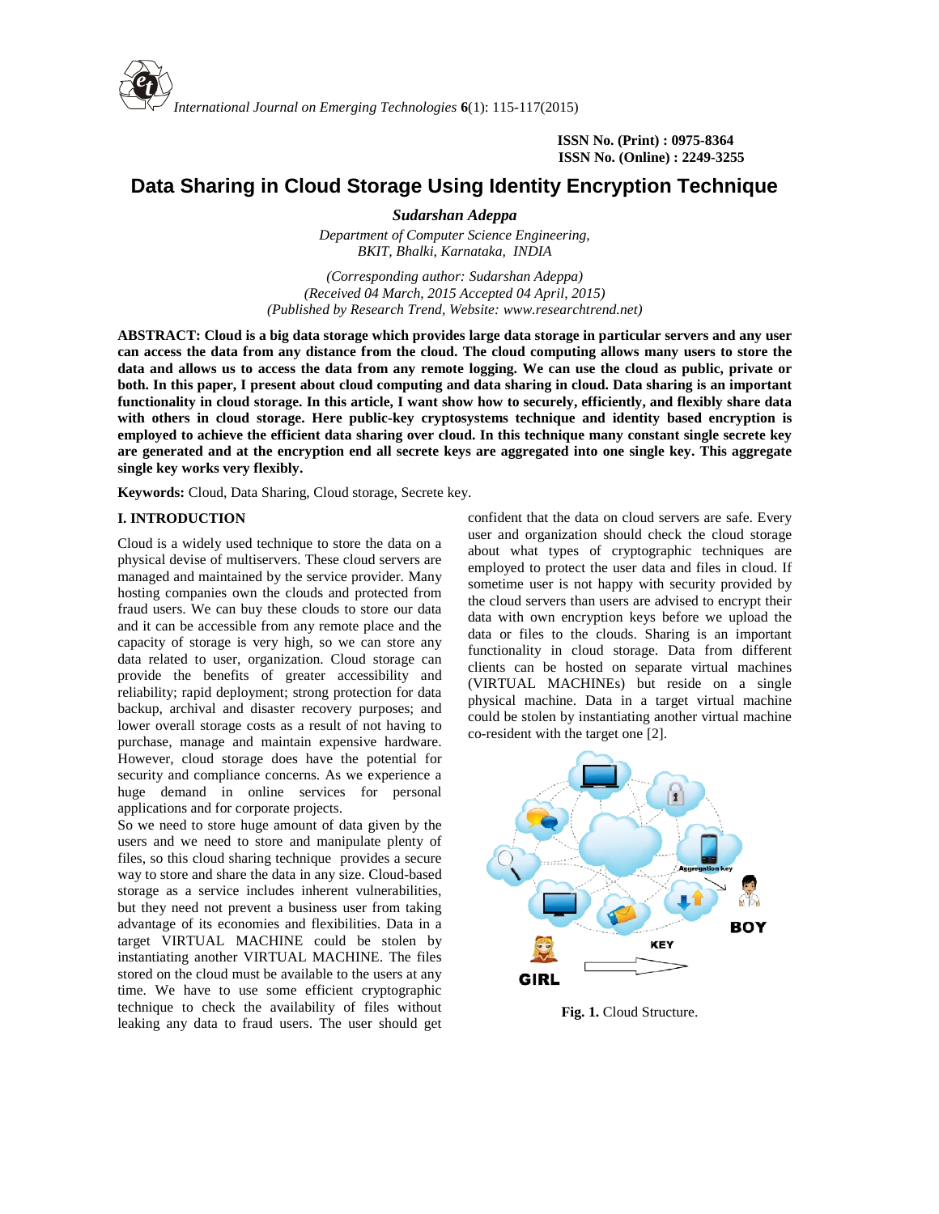ISSN No. (Print) : 0975-8364
ISSN No. (Online) : 2249-3255

# Data Sharing in Cloud Storage Using Identity Encryption Technique

***Sudarshan Adeppa***

*Department of Computer Science Engineering,*
*BKIT, Bhalki, Karnataka, INDIA*

*(Corresponding author: Sudarshan Adeppa)*
*(Received 04 March, 2015 Accepted 04 April, 2015)*
*(Published by Research Trend, Website: www.researchtrend.net)*

**ABSTRACT: Cloud is a big data storage which provides large data storage in particular servers and any user can access the data from any distance from the cloud. The cloud computing allows many users to store the data and allows us to access the data from any remote logging. We can use the cloud as public, private or both. In this paper, I present about cloud computing and data sharing in cloud. Data sharing is an important functionality in cloud storage. In this article, I want show how to securely, efficiently, and flexibly share data with others in cloud storage. Here public-key cryptosystems technique and identity based encryption is employed to achieve the efficient data sharing over cloud. In this technique many constant single secrete key are generated and at the encryption end all secrete keys are aggregated into one single key. This aggregate single key works very flexibly.**

**Keywords:** Cloud, Data Sharing, Cloud storage, Secrete key.

## I. INTRODUCTION

Cloud is a widely used technique to store the data on a physical devise of multiservers. These cloud servers are managed and maintained by the service provider. Many hosting companies own the clouds and protected from fraud users. We can buy these clouds to store our data and it can be accessible from any remote place and the capacity of storage is very high, so we can store any data related to user, organization. Cloud storage can provide the benefits of greater accessibility and reliability; rapid deployment; strong protection for data backup, archival and disaster recovery purposes; and lower overall storage costs as a result of not having to purchase, manage and maintain expensive hardware. However, cloud storage does have the potential for security and compliance concerns. As we experience a huge demand in online services for personal applications and for corporate projects.

So we need to store huge amount of data given by the users and we need to store and manipulate plenty of files, so this cloud sharing technique provides a secure way to store and share the data in any size. Cloud-based storage as a service includes inherent vulnerabilities, but they need not prevent a business user from taking advantage of its economies and flexibilities. Data in a target VIRTUAL MACHINE could be stolen by instantiating another VIRTUAL MACHINE. The files stored on the cloud must be available to the users at any time. We have to use some efficient cryptographic technique to check the availability of files without leaking any data to fraud users. The user should get confident that the data on cloud servers are safe. Every user and organization should check the cloud storage about what types of cryptographic techniques are employed to protect the user data and files in cloud. If sometime user is not happy with security provided by the cloud servers than users are advised to encrypt their data with own encryption keys before we upload the data or files to the clouds. Sharing is an important functionality in cloud storage. Data from different clients can be hosted on separate virtual machines (VIRTUAL MACHINEs) but reside on a single physical machine. Data in a target virtual machine could be stolen by instantiating another virtual machine co-resident with the target one [2].

**Fig. 1.** Cloud Structure.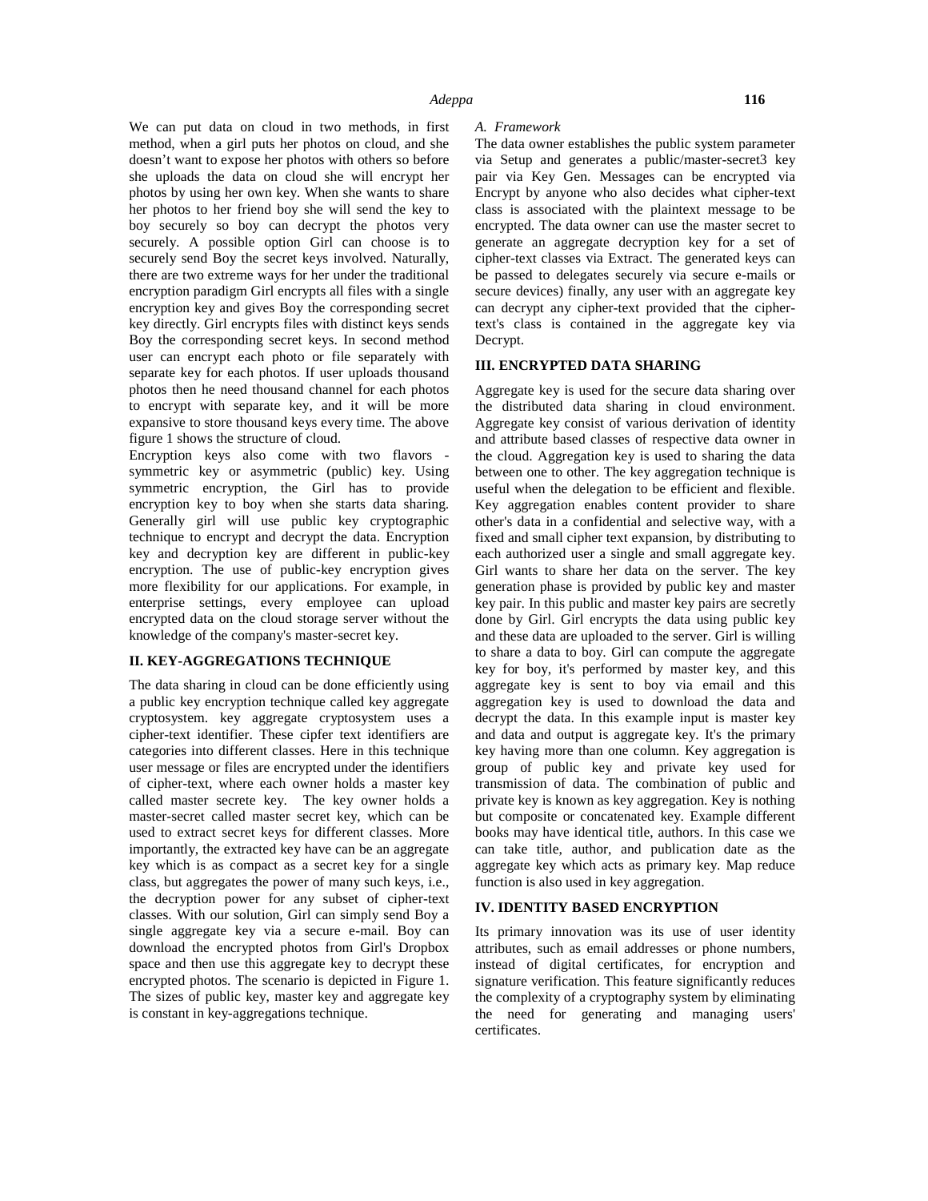We can put data on cloud in two methods, in first method, when a girl puts her photos on cloud, and she doesn't want to expose her photos with others so before she uploads the data on cloud she will encrypt her photos by using her own key. When she wants to share her photos to her friend boy she will send the key to boy securely so boy can decrypt the photos very securely. A possible option Girl can choose is to securely send Boy the secret keys involved. Naturally, there are two extreme ways for her under the traditional encryption paradigm Girl encrypts all files with a single encryption key and gives Boy the corresponding secret key directly. Girl encrypts files with distinct keys sends Boy the corresponding secret keys. In second method user can encrypt each photo or file separately with separate key for each photos. If user uploads thousand photos then he need thousand channel for each photos to encrypt with separate key, and it will be more expansive to store thousand keys every time. The above figure 1 shows the structure of cloud.

Encryption keys also come with two flavors - symmetric key or asymmetric (public) key. Using symmetric encryption, the Girl has to provide encryption key to boy when she starts data sharing. Generally girl will use public key cryptographic technique to encrypt and decrypt the data. Encryption key and decryption key are different in public-key encryption. The use of public-key encryption gives more flexibility for our applications. For example, in enterprise settings, every employee can upload encrypted data on the cloud storage server without the knowledge of the company's master-secret key.

## II. KEY-AGGREGATIONS TECHNIQUE

The data sharing in cloud can be done efficiently using a public key encryption technique called key aggregate cryptosystem. key aggregate cryptosystem uses a cipher-text identifier. These cipfer text identifiers are categories into different classes. Here in this technique user message or files are encrypted under the identifiers of cipher-text, where each owner holds a master key called master secrete key. The key owner holds a master-secret called master secret key, which can be used to extract secret keys for different classes. More importantly, the extracted key have can be an aggregate key which is as compact as a secret key for a single class, but aggregates the power of many such keys, i.e., the decryption power for any subset of cipher-text classes. With our solution, Girl can simply send Boy a single aggregate key via a secure e-mail. Boy can download the encrypted photos from Girl's Dropbox space and then use this aggregate key to decrypt these encrypted photos. The scenario is depicted in Figure 1. The sizes of public key, master key and aggregate key is constant in key-aggregations technique.

### *A. Framework*

The data owner establishes the public system parameter via Setup and generates a public/master-secret3 key pair via Key Gen. Messages can be encrypted via Encrypt by anyone who also decides what cipher-text class is associated with the plaintext message to be encrypted. The data owner can use the master secret to generate an aggregate decryption key for a set of cipher-text classes via Extract. The generated keys can be passed to delegates securely via secure e-mails or secure devices) finally, any user with an aggregate key can decrypt any cipher-text provided that the cipher-text's class is contained in the aggregate key via Decrypt.

## III. ENCRYPTED DATA SHARING

Aggregate key is used for the secure data sharing over the distributed data sharing in cloud environment. Aggregate key consist of various derivation of identity and attribute based classes of respective data owner in the cloud. Aggregation key is used to sharing the data between one to other. The key aggregation technique is useful when the delegation to be efficient and flexible. Key aggregation enables content provider to share other's data in a confidential and selective way, with a fixed and small cipher text expansion, by distributing to each authorized user a single and small aggregate key. Girl wants to share her data on the server. The key generation phase is provided by public key and master key pair. In this public and master key pairs are secretly done by Girl. Girl encrypts the data using public key and these data are uploaded to the server. Girl is willing to share a data to boy. Girl can compute the aggregate key for boy, it's performed by master key, and this aggregate key is sent to boy via email and this aggregation key is used to download the data and decrypt the data. In this example input is master key and data and output is aggregate key. It's the primary key having more than one column. Key aggregation is group of public key and private key used for transmission of data. The combination of public and private key is known as key aggregation. Key is nothing but composite or concatenated key. Example different books may have identical title, authors. In this case we can take title, author, and publication date as the aggregate key which acts as primary key. Map reduce function is also used in key aggregation.

## IV. IDENTITY BASED ENCRYPTION

Its primary innovation was its use of user identity attributes, such as email addresses or phone numbers, instead of digital certificates, for encryption and signature verification. This feature significantly reduces the complexity of a cryptography system by eliminating the need for generating and managing users' certificates.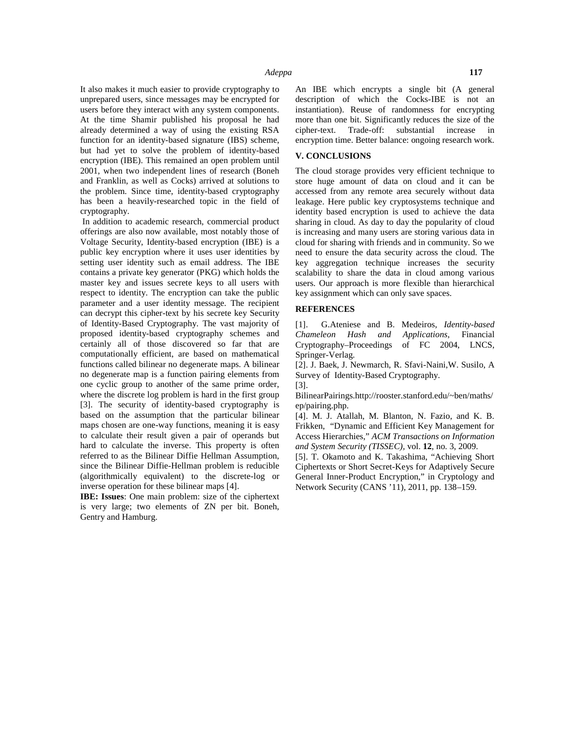It also makes it much easier to provide cryptography to unprepared users, since messages may be encrypted for users before they interact with any system components. At the time Shamir published his proposal he had already determined a way of using the existing RSA function for an identity-based signature (IBS) scheme, but had yet to solve the problem of identity-based encryption (IBE). This remained an open problem until 2001, when two independent lines of research (Boneh and Franklin, as well as Cocks) arrived at solutions to the problem. Since time, identity-based cryptography has been a heavily-researched topic in the field of cryptography.

In addition to academic research, commercial product offerings are also now available, most notably those of Voltage Security, Identity-based encryption (IBE) is a public key encryption where it uses user identities by setting user identity such as email address. The IBE contains a private key generator (PKG) which holds the master key and issues secrete keys to all users with respect to identity. The encryption can take the public parameter and a user identity message. The recipient can decrypt this cipher-text by his secrete key Security of Identity-Based Cryptography. The vast majority of proposed identity-based cryptography schemes and certainly all of those discovered so far that are computationally efficient, are based on mathematical functions called bilinear no degenerate maps. A bilinear no degenerate map is a function pairing elements from one cyclic group to another of the same prime order, where the discrete log problem is hard in the first group [3]. The security of identity-based cryptography is based on the assumption that the particular bilinear maps chosen are one-way functions, meaning it is easy to calculate their result given a pair of operands but hard to calculate the inverse. This property is often referred to as the Bilinear Diffie Hellman Assumption, since the Bilinear Diffie-Hellman problem is reducible (algorithmically equivalent) to the discrete-log or inverse operation for these bilinear maps [4].

**IBE: Issues**: One main problem: size of the ciphertext is very large; two elements of ZN per bit. Boneh, Gentry and Hamburg.

An IBE which encrypts a single bit (A general description of which the Cocks-IBE is not an instantiation). Reuse of randomness for encrypting more than one bit. Significantly reduces the size of the cipher-text. Trade-off: substantial increase in encryption time. Better balance: ongoing research work.

## V. CONCLUSIONS

The cloud storage provides very efficient technique to store huge amount of data on cloud and it can be accessed from any remote area securely without data leakage. Here public key cryptosystems technique and identity based encryption is used to achieve the data sharing in cloud. As day to day the popularity of cloud is increasing and many users are storing various data in cloud for sharing with friends and in community. So we need to ensure the data security across the cloud. The key aggregation technique increases the security scalability to share the data in cloud among various users. Our approach is more flexible than hierarchical key assignment which can only save spaces.

## REFERENCES

[1]. G.Ateniese and B. Medeiros, *Identity-based Chameleon Hash and Applications*, Financial Cryptography–Proceedings of FC 2004, LNCS, Springer-Verlag.

[2]. J. Baek, J. Newmarch, R. Sfavi-Naini,W. Susilo, A Survey of Identity-Based Cryptography.

[3]. BilinearPairings.http://rooster.stanford.edu/~ben/maths/ep/pairing.php.

[4]. M. J. Atallah, M. Blanton, N. Fazio, and K. B. Frikken, "Dynamic and Efficient Key Management for Access Hierarchies," *ACM Transactions on Information and System Security (TISSEC)*, vol. **12**, no. 3, 2009.

[5]. T. Okamoto and K. Takashima, "Achieving Short Ciphertexts or Short Secret-Keys for Adaptively Secure General Inner-Product Encryption," in Cryptology and Network Security (CANS '11), 2011, pp. 138–159.